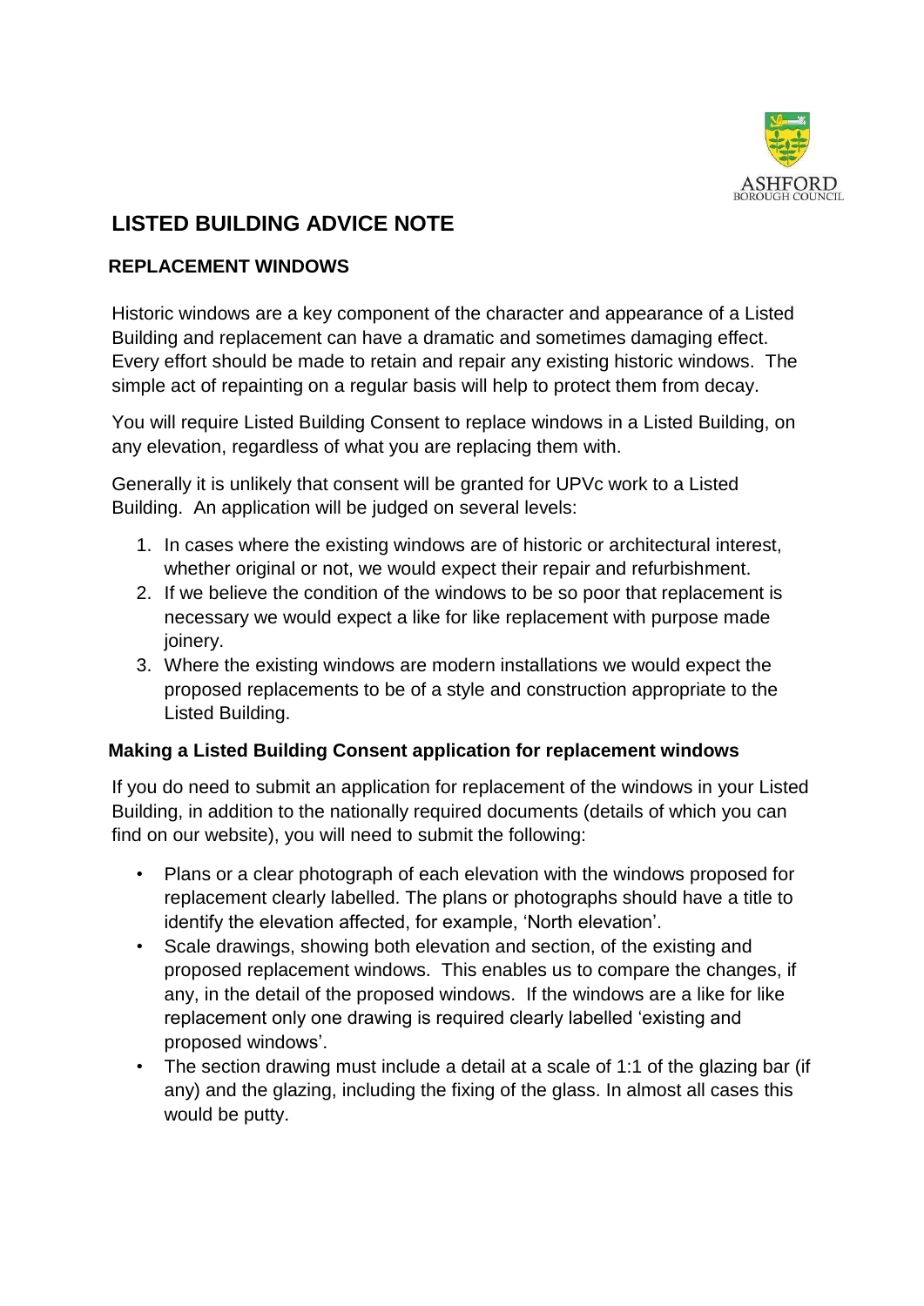ASHFORD
BOROUGH COUNCIL

# LISTED BUILDING ADVICE NOTE

## REPLACEMENT WINDOWS

Historic windows are a key component of the character and appearance of a Listed Building and replacement can have a dramatic and sometimes damaging effect. Every effort should be made to retain and repair any existing historic windows. The simple act of repainting on a regular basis will help to protect them from decay.

You will require Listed Building Consent to replace windows in a Listed Building, on any elevation, regardless of what you are replacing them with.

Generally it is unlikely that consent will be granted for UPVc work to a Listed Building. An application will be judged on several levels:

1. In cases where the existing windows are of historic or architectural interest, whether original or not, we would expect their repair and refurbishment.
2. If we believe the condition of the windows to be so poor that replacement is necessary we would expect a like for like replacement with purpose made joinery.
3. Where the existing windows are modern installations we would expect the proposed replacements to be of a style and construction appropriate to the Listed Building.

### Making a Listed Building Consent application for replacement windows

If you do need to submit an application for replacement of the windows in your Listed Building, in addition to the nationally required documents (details of which you can find on our website), you will need to submit the following:

- Plans or a clear photograph of each elevation with the windows proposed for replacement clearly labelled. The plans or photographs should have a title to identify the elevation affected, for example, 'North elevation'.
- Scale drawings, showing both elevation and section, of the existing and proposed replacement windows. This enables us to compare the changes, if any, in the detail of the proposed windows. If the windows are a like for like replacement only one drawing is required clearly labelled 'existing and proposed windows'.
- The section drawing must include a detail at a scale of 1:1 of the glazing bar (if any) and the glazing, including the fixing of the glass. In almost all cases this would be putty.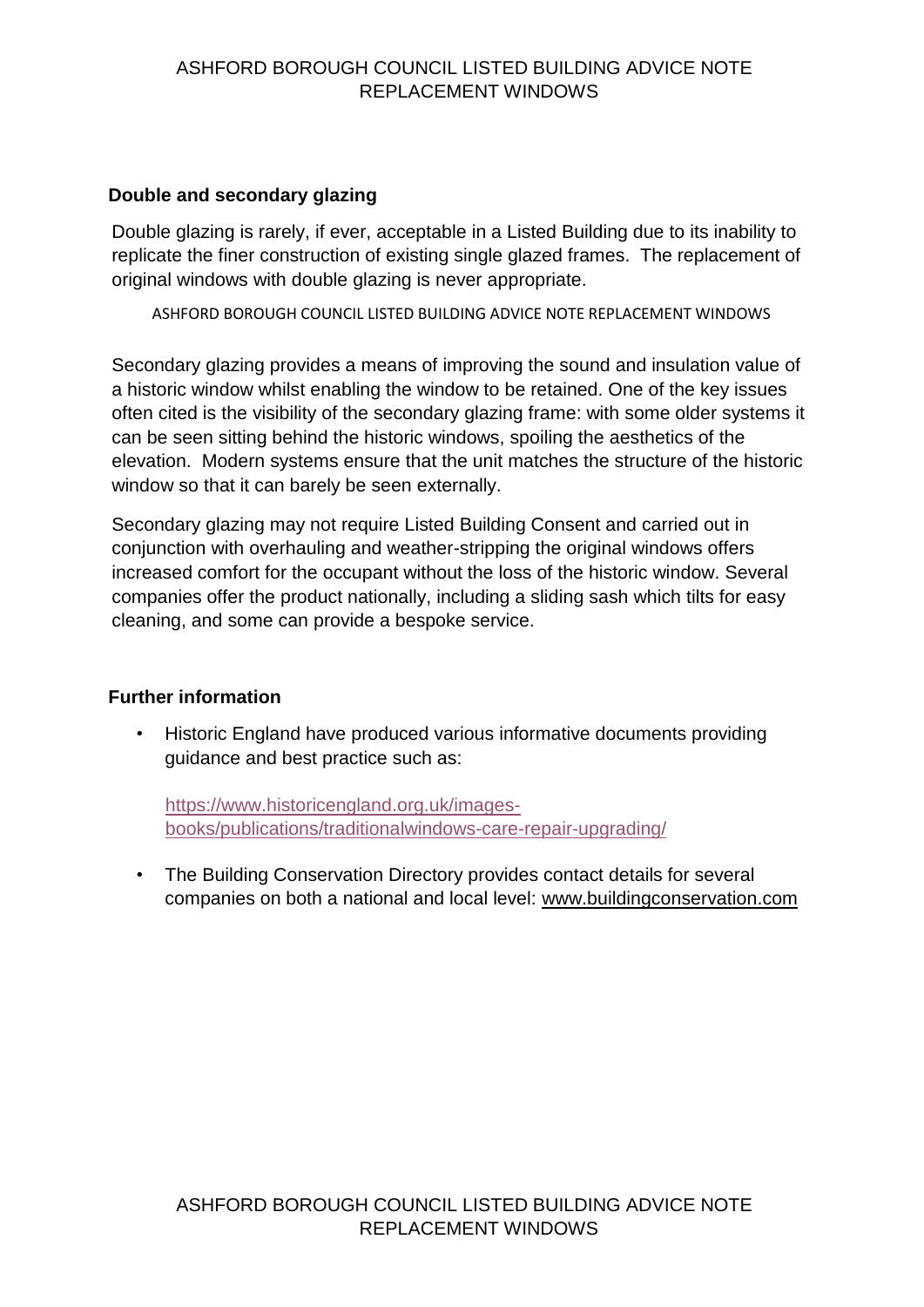## Double and secondary glazing

Double glazing is rarely, if ever, acceptable in a Listed Building due to its inability to replicate the finer construction of existing single glazed frames. The replacement of original windows with double glazing is never appropriate.

Secondary glazing provides a means of improving the sound and insulation value of a historic window whilst enabling the window to be retained. One of the key issues often cited is the visibility of the secondary glazing frame: with some older systems it can be seen sitting behind the historic windows, spoiling the aesthetics of the elevation. Modern systems ensure that the unit matches the structure of the historic window so that it can barely be seen externally.

Secondary glazing may not require Listed Building Consent and carried out in conjunction with overhauling and weather-stripping the original windows offers increased comfort for the occupant without the loss of the historic window. Several companies offer the product nationally, including a sliding sash which tilts for easy cleaning, and some can provide a bespoke service.

## Further information

- Historic England have produced various informative documents providing guidance and best practice such as:

  https://www.historicengland.org.uk/images-books/publications/traditionalwindows-care-repair-upgrading/

- The Building Conservation Directory provides contact details for several companies on both a national and local level: www.buildingconservation.com